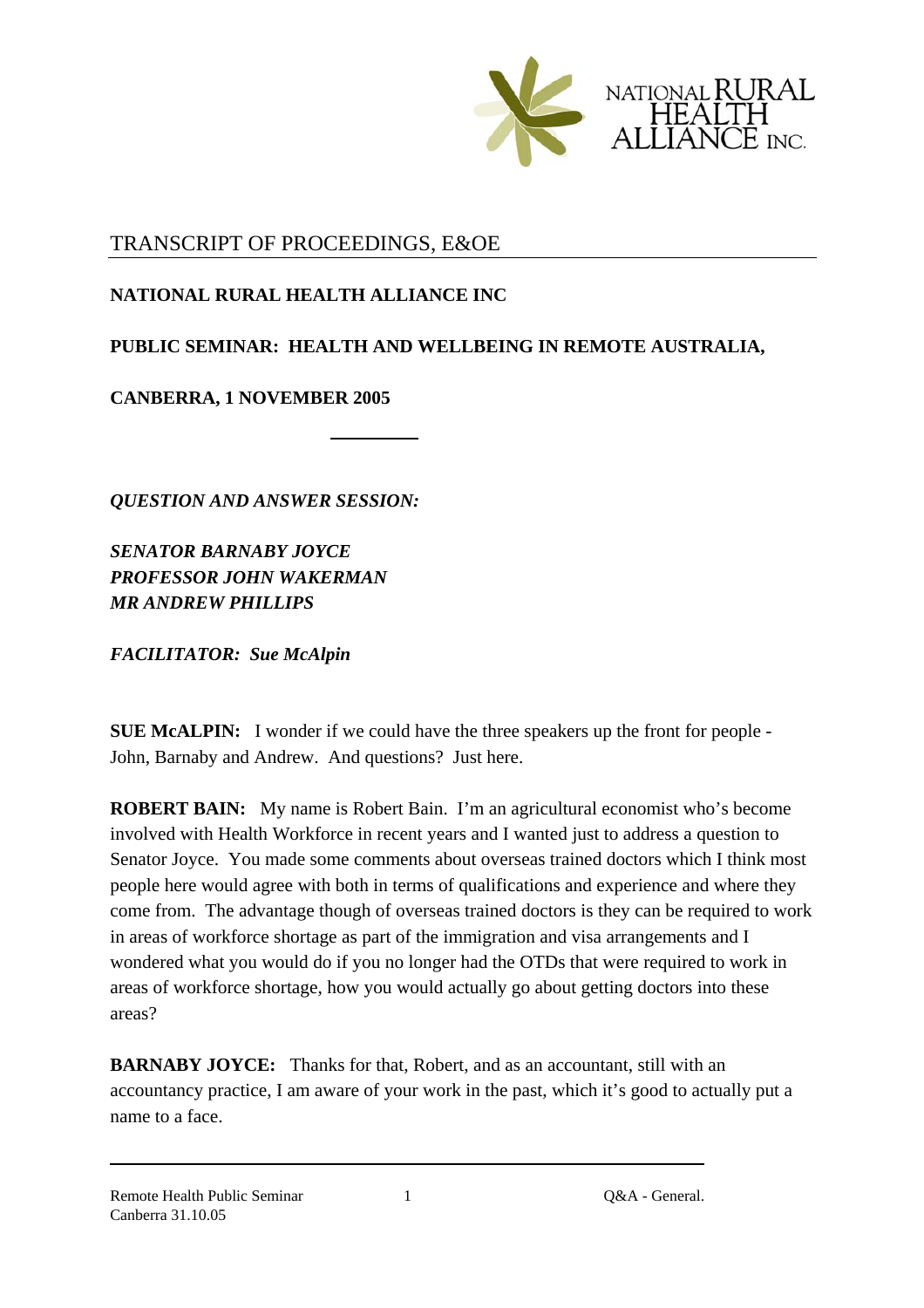NATIONAL RURAL HEALTH ALLIANCE INC.

TRANSCRIPT OF PROCEEDINGS, E&OE

**NATIONAL RURAL HEALTH ALLIANCE INC**

**PUBLIC SEMINAR: HEALTH AND WELLBEING IN REMOTE AUSTRALIA,**

**CANBERRA, 1 NOVEMBER 2005**

---

***QUESTION AND ANSWER SESSION:***

***SENATOR BARNABY JOYCE***
***PROFESSOR JOHN WAKERMAN***
***MR ANDREW PHILLIPS***

***FACILITATOR: Sue McAlpin***

**SUE McALPIN:** I wonder if we could have the three speakers up the front for people - John, Barnaby and Andrew. And questions? Just here.

**ROBERT BAIN:** My name is Robert Bain. I'm an agricultural economist who's become involved with Health Workforce in recent years and I wanted just to address a question to Senator Joyce. You made some comments about overseas trained doctors which I think most people here would agree with both in terms of qualifications and experience and where they come from. The advantage though of overseas trained doctors is they can be required to work in areas of workforce shortage as part of the immigration and visa arrangements and I wondered what you would do if you no longer had the OTDs that were required to work in areas of workforce shortage, how you would actually go about getting doctors into these areas?

**BARNABY JOYCE:** Thanks for that, Robert, and as an accountant, still with an accountancy practice, I am aware of your work in the past, which it's good to actually put a name to a face.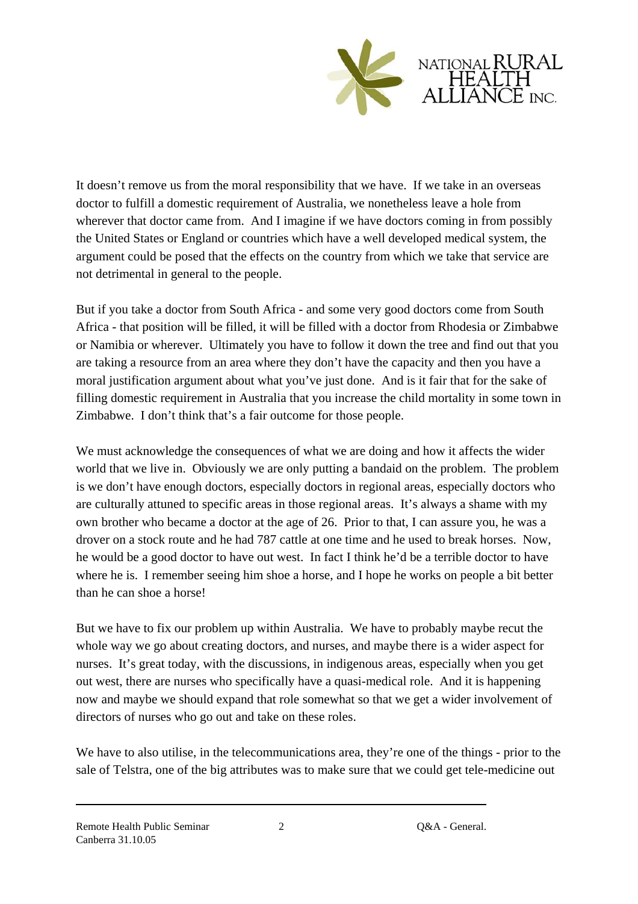It doesn't remove us from the moral responsibility that we have. If we take in an overseas doctor to fulfill a domestic requirement of Australia, we nonetheless leave a hole from wherever that doctor came from. And I imagine if we have doctors coming in from possibly the United States or England or countries which have a well developed medical system, the argument could be posed that the effects on the country from which we take that service are not detrimental in general to the people.

But if you take a doctor from South Africa - and some very good doctors come from South Africa - that position will be filled, it will be filled with a doctor from Rhodesia or Zimbabwe or Namibia or wherever. Ultimately you have to follow it down the tree and find out that you are taking a resource from an area where they don't have the capacity and then you have a moral justification argument about what you've just done. And is it fair that for the sake of filling domestic requirement in Australia that you increase the child mortality in some town in Zimbabwe. I don't think that's a fair outcome for those people.

We must acknowledge the consequences of what we are doing and how it affects the wider world that we live in. Obviously we are only putting a bandaid on the problem. The problem is we don't have enough doctors, especially doctors in regional areas, especially doctors who are culturally attuned to specific areas in those regional areas. It's always a shame with my own brother who became a doctor at the age of 26. Prior to that, I can assure you, he was a drover on a stock route and he had 787 cattle at one time and he used to break horses. Now, he would be a good doctor to have out west. In fact I think he'd be a terrible doctor to have where he is. I remember seeing him shoe a horse, and I hope he works on people a bit better than he can shoe a horse!

But we have to fix our problem up within Australia. We have to probably maybe recut the whole way we go about creating doctors, and nurses, and maybe there is a wider aspect for nurses. It's great today, with the discussions, in indigenous areas, especially when you get out west, there are nurses who specifically have a quasi-medical role. And it is happening now and maybe we should expand that role somewhat so that we get a wider involvement of directors of nurses who go out and take on these roles.

We have to also utilise, in the telecommunications area, they're one of the things - prior to the sale of Telstra, one of the big attributes was to make sure that we could get tele-medicine out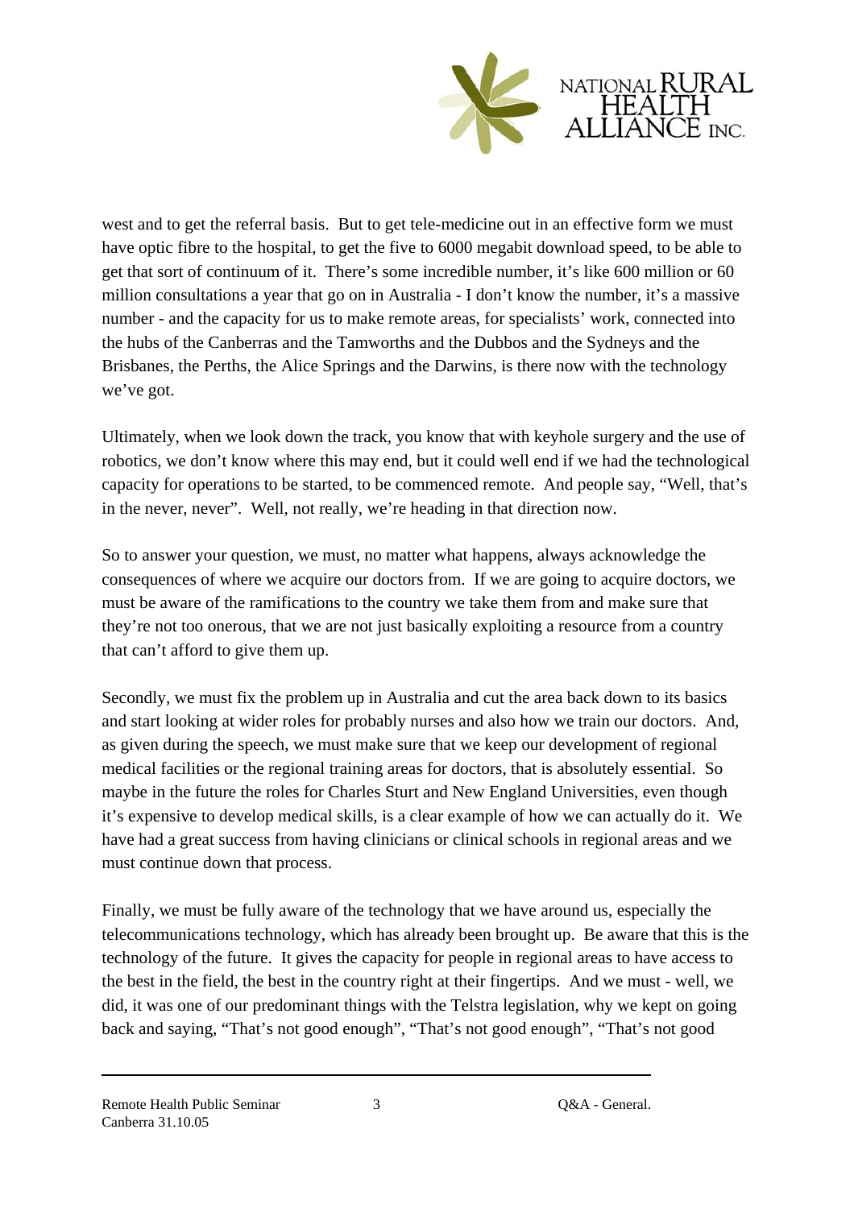west and to get the referral basis. But to get tele-medicine out in an effective form we must have optic fibre to the hospital, to get the five to 6000 megabit download speed, to be able to get that sort of continuum of it. There's some incredible number, it's like 600 million or 60 million consultations a year that go on in Australia - I don't know the number, it's a massive number - and the capacity for us to make remote areas, for specialists' work, connected into the hubs of the Canberras and the Tamworths and the Dubbos and the Sydneys and the Brisbanes, the Perths, the Alice Springs and the Darwins, is there now with the technology we've got.

Ultimately, when we look down the track, you know that with keyhole surgery and the use of robotics, we don't know where this may end, but it could well end if we had the technological capacity for operations to be started, to be commenced remote. And people say, "Well, that's in the never, never". Well, not really, we're heading in that direction now.

So to answer your question, we must, no matter what happens, always acknowledge the consequences of where we acquire our doctors from. If we are going to acquire doctors, we must be aware of the ramifications to the country we take them from and make sure that they're not too onerous, that we are not just basically exploiting a resource from a country that can't afford to give them up.

Secondly, we must fix the problem up in Australia and cut the area back down to its basics and start looking at wider roles for probably nurses and also how we train our doctors. And, as given during the speech, we must make sure that we keep our development of regional medical facilities or the regional training areas for doctors, that is absolutely essential. So maybe in the future the roles for Charles Sturt and New England Universities, even though it's expensive to develop medical skills, is a clear example of how we can actually do it. We have had a great success from having clinicians or clinical schools in regional areas and we must continue down that process.

Finally, we must be fully aware of the technology that we have around us, especially the telecommunications technology, which has already been brought up. Be aware that this is the technology of the future. It gives the capacity for people in regional areas to have access to the best in the field, the best in the country right at their fingertips. And we must - well, we did, it was one of our predominant things with the Telstra legislation, why we kept on going back and saying, "That's not good enough", "That's not good enough", "That's not good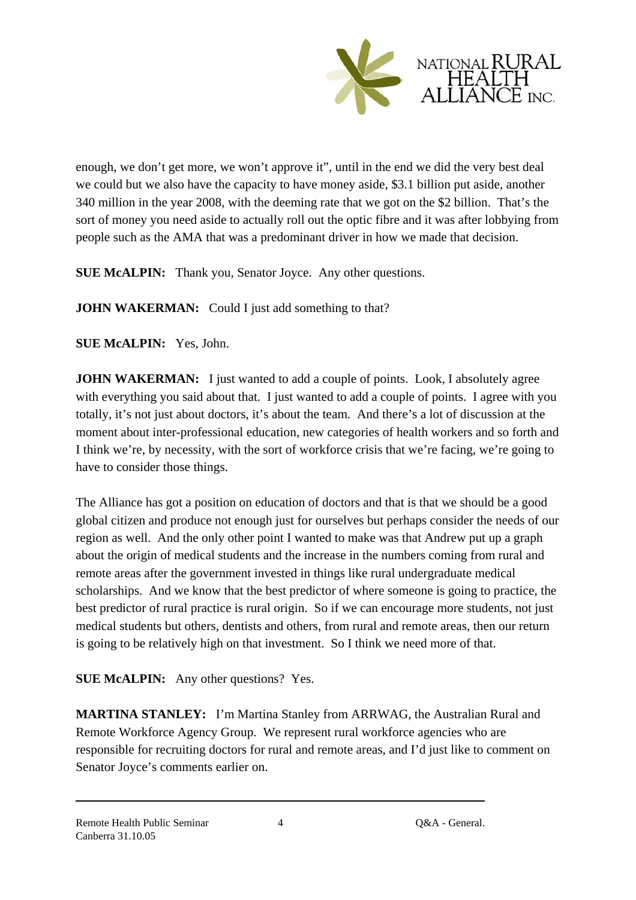enough, we don't get more, we won't approve it", until in the end we did the very best deal we could but we also have the capacity to have money aside, $3.1 billion put aside, another 340 million in the year 2008, with the deeming rate that we got on the $2 billion. That's the sort of money you need aside to actually roll out the optic fibre and it was after lobbying from people such as the AMA that was a predominant driver in how we made that decision.

**SUE McALPIN:** Thank you, Senator Joyce. Any other questions.

**JOHN WAKERMAN:** Could I just add something to that?

**SUE McALPIN:** Yes, John.

**JOHN WAKERMAN:** I just wanted to add a couple of points. Look, I absolutely agree with everything you said about that. I just wanted to add a couple of points. I agree with you totally, it's not just about doctors, it's about the team. And there's a lot of discussion at the moment about inter-professional education, new categories of health workers and so forth and I think we're, by necessity, with the sort of workforce crisis that we're facing, we're going to have to consider those things.

The Alliance has got a position on education of doctors and that is that we should be a good global citizen and produce not enough just for ourselves but perhaps consider the needs of our region as well. And the only other point I wanted to make was that Andrew put up a graph about the origin of medical students and the increase in the numbers coming from rural and remote areas after the government invested in things like rural undergraduate medical scholarships. And we know that the best predictor of where someone is going to practice, the best predictor of rural practice is rural origin. So if we can encourage more students, not just medical students but others, dentists and others, from rural and remote areas, then our return is going to be relatively high on that investment. So I think we need more of that.

**SUE McALPIN:** Any other questions? Yes.

**MARTINA STANLEY:** I'm Martina Stanley from ARRWAG, the Australian Rural and Remote Workforce Agency Group. We represent rural workforce agencies who are responsible for recruiting doctors for rural and remote areas, and I'd just like to comment on Senator Joyce's comments earlier on.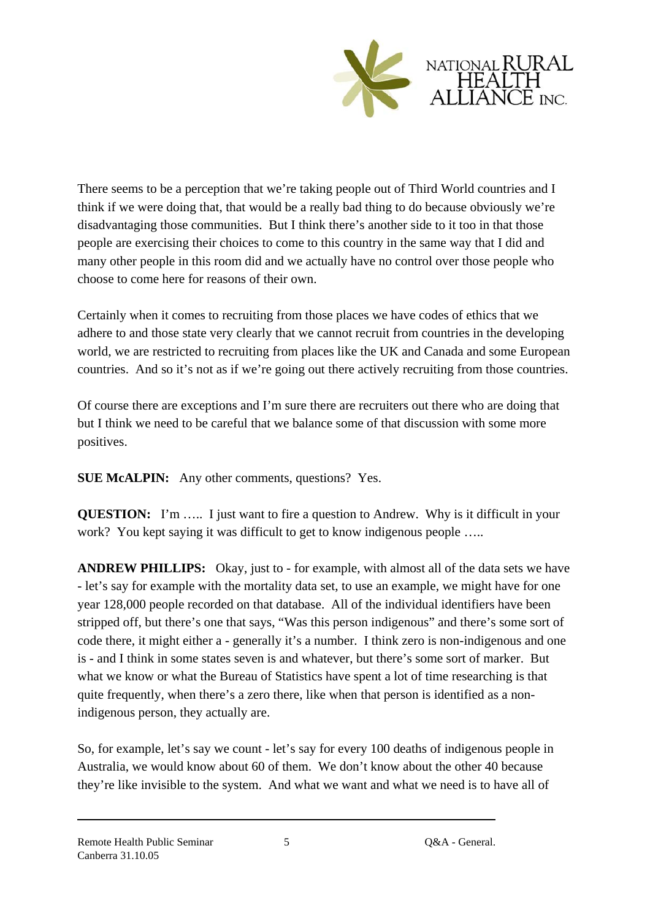There seems to be a perception that we're taking people out of Third World countries and I think if we were doing that, that would be a really bad thing to do because obviously we're disadvantaging those communities. But I think there's another side to it too in that those people are exercising their choices to come to this country in the same way that I did and many other people in this room did and we actually have no control over those people who choose to come here for reasons of their own.

Certainly when it comes to recruiting from those places we have codes of ethics that we adhere to and those state very clearly that we cannot recruit from countries in the developing world, we are restricted to recruiting from places like the UK and Canada and some European countries. And so it's not as if we're going out there actively recruiting from those countries.

Of course there are exceptions and I'm sure there are recruiters out there who are doing that but I think we need to be careful that we balance some of that discussion with some more positives.

**SUE McALPIN:** Any other comments, questions? Yes.

**QUESTION:** I'm ….. I just want to fire a question to Andrew. Why is it difficult in your work? You kept saying it was difficult to get to know indigenous people …..

**ANDREW PHILLIPS:** Okay, just to - for example, with almost all of the data sets we have - let's say for example with the mortality data set, to use an example, we might have for one year 128,000 people recorded on that database. All of the individual identifiers have been stripped off, but there's one that says, "Was this person indigenous" and there's some sort of code there, it might either a - generally it's a number. I think zero is non-indigenous and one is - and I think in some states seven is and whatever, but there's some sort of marker. But what we know or what the Bureau of Statistics have spent a lot of time researching is that quite frequently, when there's a zero there, like when that person is identified as a non-indigenous person, they actually are.

So, for example, let's say we count - let's say for every 100 deaths of indigenous people in Australia, we would know about 60 of them. We don't know about the other 40 because they're like invisible to the system. And what we want and what we need is to have all of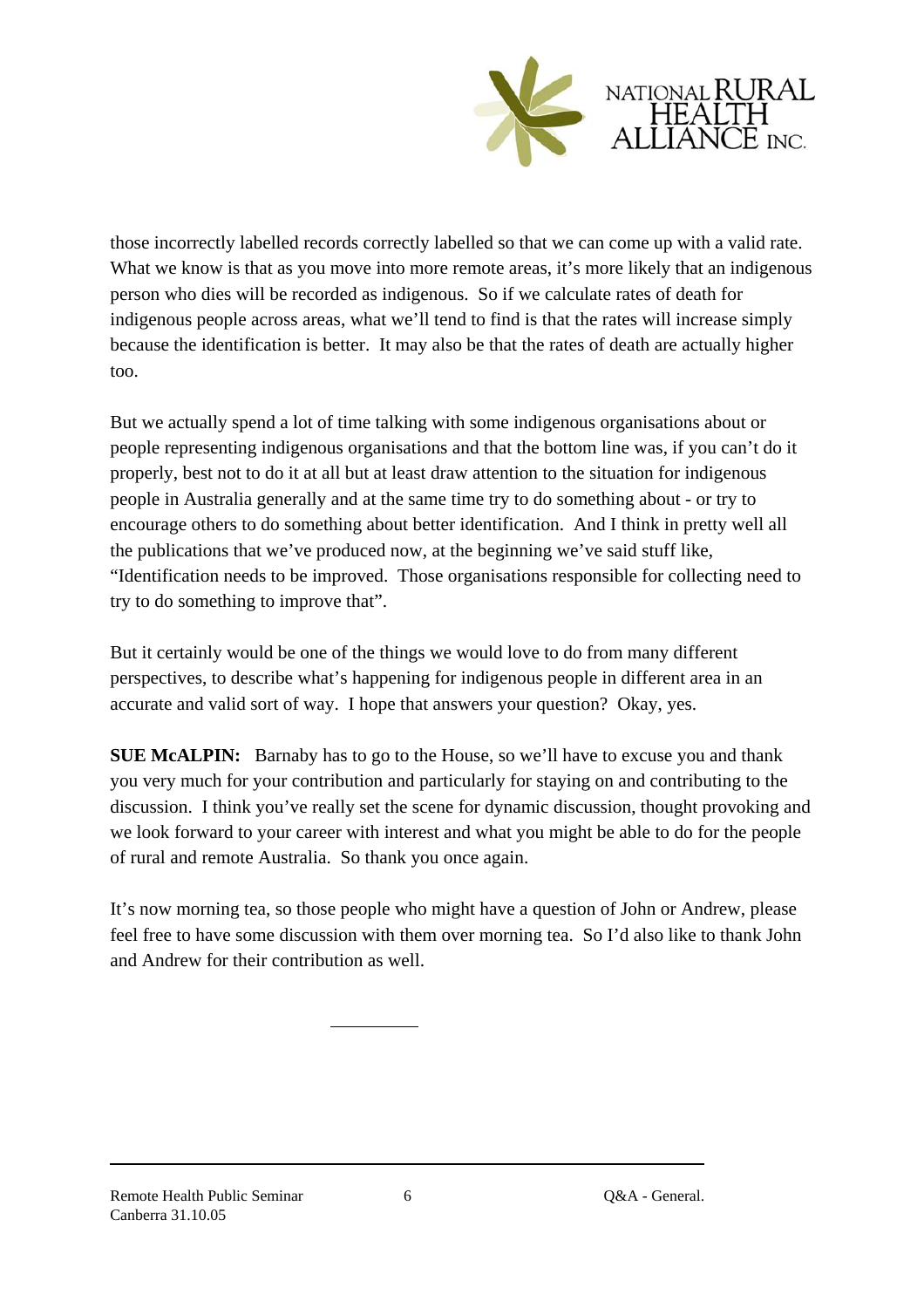those incorrectly labelled records correctly labelled so that we can come up with a valid rate. What we know is that as you move into more remote areas, it's more likely that an indigenous person who dies will be recorded as indigenous. So if we calculate rates of death for indigenous people across areas, what we'll tend to find is that the rates will increase simply because the identification is better. It may also be that the rates of death are actually higher too.

But we actually spend a lot of time talking with some indigenous organisations about or people representing indigenous organisations and that the bottom line was, if you can't do it properly, best not to do it at all but at least draw attention to the situation for indigenous people in Australia generally and at the same time try to do something about - or try to encourage others to do something about better identification. And I think in pretty well all the publications that we've produced now, at the beginning we've said stuff like, "Identification needs to be improved. Those organisations responsible for collecting need to try to do something to improve that".

But it certainly would be one of the things we would love to do from many different perspectives, to describe what's happening for indigenous people in different area in an accurate and valid sort of way. I hope that answers your question? Okay, yes.

**SUE McALPIN:** Barnaby has to go to the House, so we'll have to excuse you and thank you very much for your contribution and particularly for staying on and contributing to the discussion. I think you've really set the scene for dynamic discussion, thought provoking and we look forward to your career with interest and what you might be able to do for the people of rural and remote Australia. So thank you once again.

It's now morning tea, so those people who might have a question of John or Andrew, please feel free to have some discussion with them over morning tea. So I'd also like to thank John and Andrew for their contribution as well.

---